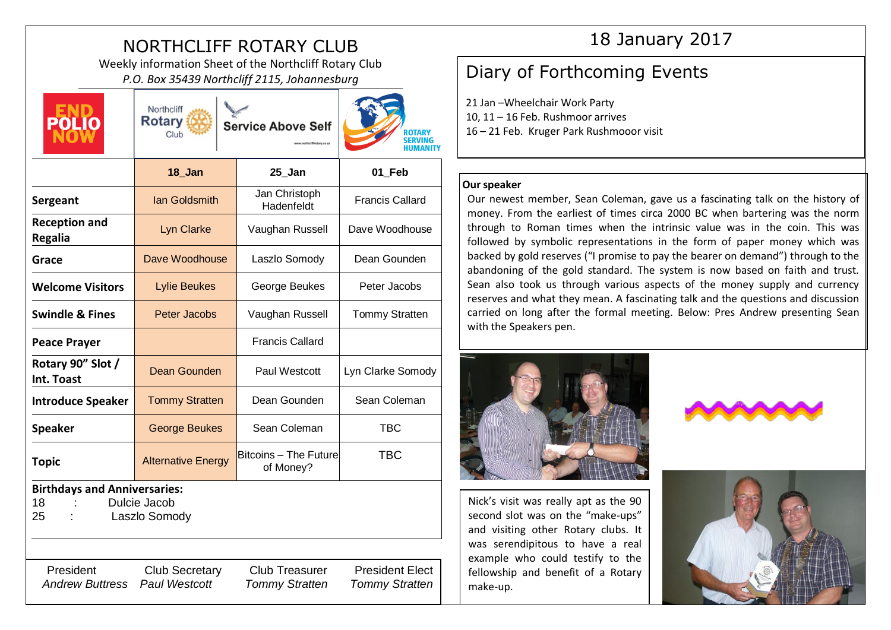# NORTHCLIFF ROTARY CLUB

Weekly information Sheet of the Northcliff Rotary Club

*P.O. Box 35439 Northcliff 2115, Johannesburg*

END POLIO NOW

Northcliff Rotary Club — Service Above Self

ROTARY SERVING HUMANITY

| | 18_Jan | 25_Jan | 01_Feb |
|---|---|---|---|
| **Sergeant** | Ian Goldsmith | Jan Christoph Hadenfeldt | Francis Callard |
| **Reception and Regalia** | Lyn Clarke | Vaughan Russell | Dave Woodhouse |
| **Grace** | Dave Woodhouse | Laszlo Somody | Dean Gounden |
| **Welcome Visitors** | Lylie Beukes | George Beukes | Peter Jacobs |
| **Swindle & Fines** | Peter Jacobs | Vaughan Russell | Tommy Stratten |
| **Peace Prayer** | | Francis Callard | |
| **Rotary 90" Slot / Int. Toast** | Dean Gounden | Paul Westcott | Lyn Clarke Somody |
| **Introduce Speaker** | Tommy Stratten | Dean Gounden | Sean Coleman |
| **Speaker** | George Beukes | Sean Coleman | TBC |
| **Topic** | Alternative Energy | Bitcoins – The Future of Money? | TBC |

**Birthdays and Anniversaries:**

18 : Dulcie Jacob

25 : Laszlo Somody

| President | Club Secretary | Club Treasurer | President Elect |
|---|---|---|---|
| *Andrew Buttress* | *Paul Westcott* | *Tommy Stratten* | *Tommy Stratten* |

18 January 2017

## Diary of Forthcoming Events

21 Jan –Wheelchair Work Party

10, 11 – 16 Feb. Rushmoor arrives

16 – 21 Feb. Kruger Park Rushmooor visit

**Our speaker**

Our newest member, Sean Coleman, gave us a fascinating talk on the history of money. From the earliest of times circa 2000 BC when bartering was the norm through to Roman times when the intrinsic value was in the coin. This was followed by symbolic representations in the form of paper money which was backed by gold reserves ("I promise to pay the bearer on demand") through to the abandoning of the gold standard. The system is now based on faith and trust. Sean also took us through various aspects of the money supply and currency reserves and what they mean. A fascinating talk and the questions and discussion carried on long after the formal meeting. Below: Pres Andrew presenting Sean with the Speakers pen.

Nick's visit was really apt as the 90 second slot was on the "make-ups" and visiting other Rotary clubs. It was serendipitous to have a real example who could testify to the fellowship and benefit of a Rotary make-up.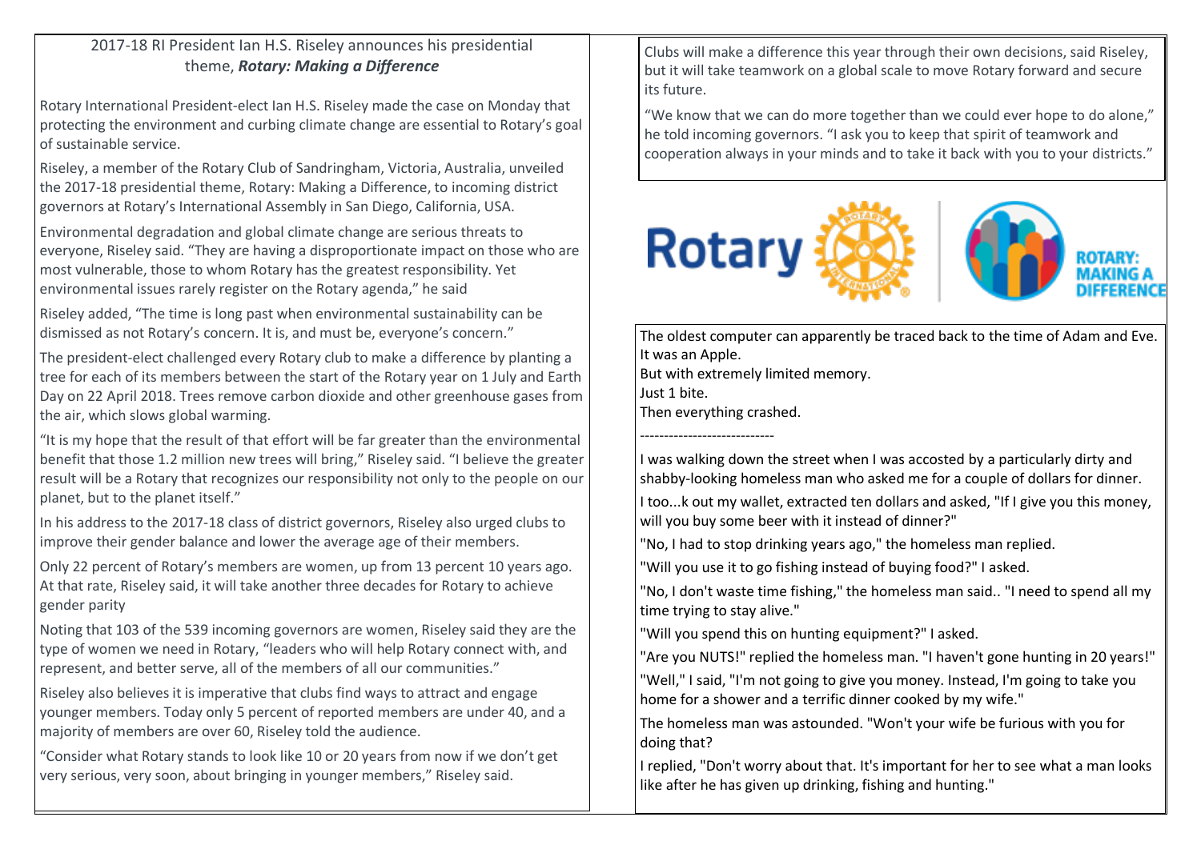## 2017-18 RI President Ian H.S. Riseley announces his presidential theme, ***Rotary: Making a Difference***

Rotary International President-elect Ian H.S. Riseley made the case on Monday that protecting the environment and curbing climate change are essential to Rotary's goal of sustainable service.

Riseley, a member of the Rotary Club of Sandringham, Victoria, Australia, unveiled the 2017-18 presidential theme, Rotary: Making a Difference, to incoming district governors at Rotary's International Assembly in San Diego, California, USA.

Environmental degradation and global climate change are serious threats to everyone, Riseley said. "They are having a disproportionate impact on those who are most vulnerable, those to whom Rotary has the greatest responsibility. Yet environmental issues rarely register on the Rotary agenda," he said

Riseley added, "The time is long past when environmental sustainability can be dismissed as not Rotary's concern. It is, and must be, everyone's concern."

The president-elect challenged every Rotary club to make a difference by planting a tree for each of its members between the start of the Rotary year on 1 July and Earth Day on 22 April 2018. Trees remove carbon dioxide and other greenhouse gases from the air, which slows global warming.

"It is my hope that the result of that effort will be far greater than the environmental benefit that those 1.2 million new trees will bring," Riseley said. "I believe the greater result will be a Rotary that recognizes our responsibility not only to the people on our planet, but to the planet itself."

In his address to the 2017-18 class of district governors, Riseley also urged clubs to improve their gender balance and lower the average age of their members.

Only 22 percent of Rotary's members are women, up from 13 percent 10 years ago. At that rate, Riseley said, it will take another three decades for Rotary to achieve gender parity

Noting that 103 of the 539 incoming governors are women, Riseley said they are the type of women we need in Rotary, "leaders who will help Rotary connect with, and represent, and better serve, all of the members of all our communities."

Riseley also believes it is imperative that clubs find ways to attract and engage younger members. Today only 5 percent of reported members are under 40, and a majority of members are over 60, Riseley told the audience.

"Consider what Rotary stands to look like 10 or 20 years from now if we don't get very serious, very soon, about bringing in younger members," Riseley said.

Clubs will make a difference this year through their own decisions, said Riseley, but it will take teamwork on a global scale to move Rotary forward and secure its future.

"We know that we can do more together than we could ever hope to do alone," he told incoming governors. "I ask you to keep that spirit of teamwork and cooperation always in your minds and to take it back with you to your districts."

Rotary

ROTARY: MAKING A DIFFERENCE

The oldest computer can apparently be traced back to the time of Adam and Eve.
It was an Apple.
But with extremely limited memory.
Just 1 bite.
Then everything crashed.

----------------------------

I was walking down the street when I was accosted by a particularly dirty and shabby-looking homeless man who asked me for a couple of dollars for dinner.

I too...k out my wallet, extracted ten dollars and asked, "If I give you this money, will you buy some beer with it instead of dinner?"

"No, I had to stop drinking years ago," the homeless man replied.

"Will you use it to go fishing instead of buying food?" I asked.

"No, I don't waste time fishing," the homeless man said.. "I need to spend all my time trying to stay alive."

"Will you spend this on hunting equipment?" I asked.

"Are you NUTS!" replied the homeless man. "I haven't gone hunting in 20 years!"

"Well," I said, "I'm not going to give you money. Instead, I'm going to take you home for a shower and a terrific dinner cooked by my wife."

The homeless man was astounded. "Won't your wife be furious with you for doing that?

I replied, "Don't worry about that. It's important for her to see what a man looks like after he has given up drinking, fishing and hunting."